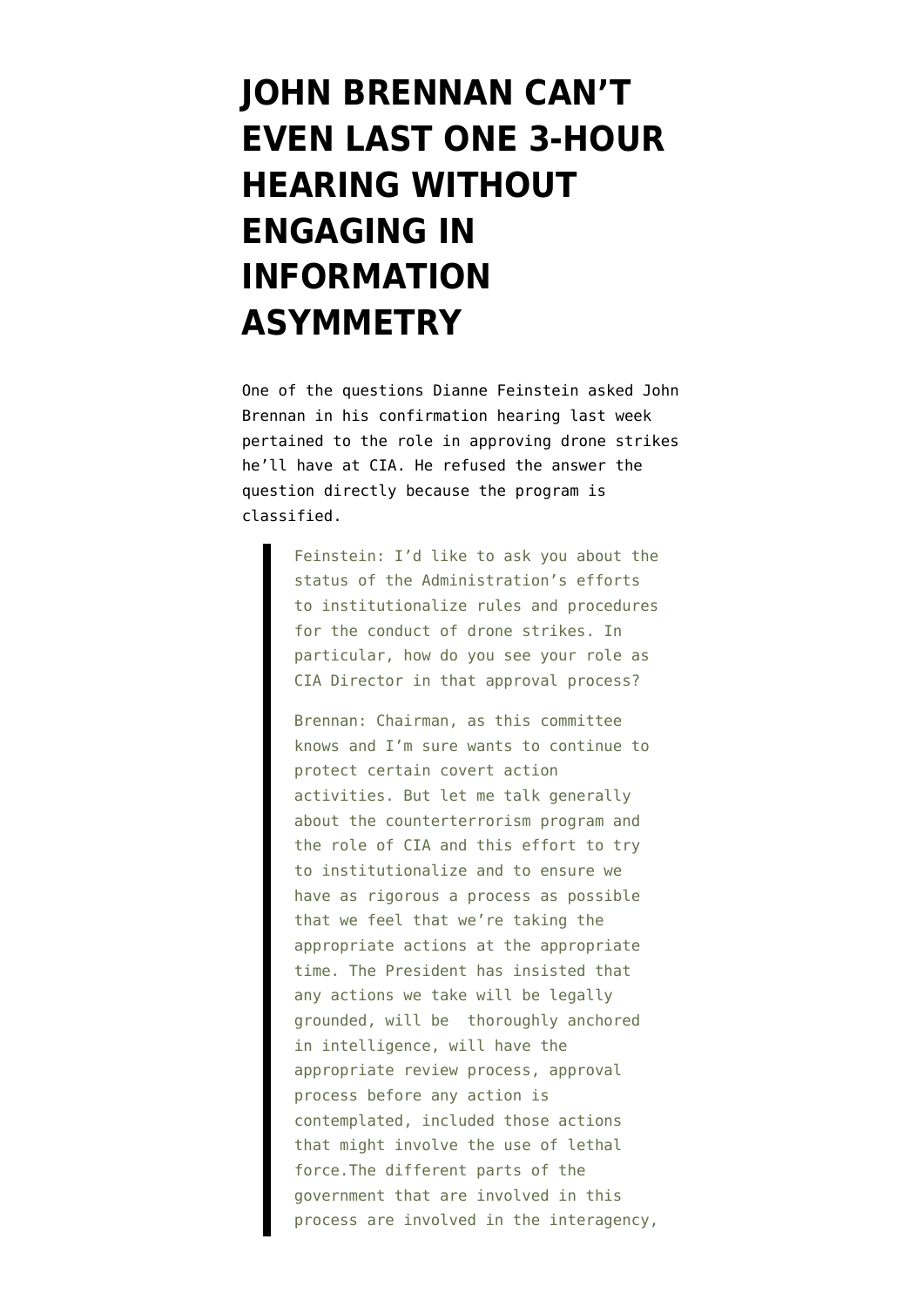# JOHN BRENNAN CAN'T EVEN LAST ONE 3-HOUR HEARING WITHOUT ENGAGING IN INFORMATION ASYMMETRY

One of the questions Dianne Feinstein asked John Brennan in his confirmation hearing last week pertained to the role in approving drone strikes he'll have at CIA. He refused the answer the question directly because the program is classified.

> Feinstein: I'd like to ask you about the status of the Administration's efforts to institutionalize rules and procedures for the conduct of drone strikes. In particular, how do you see your role as CIA Director in that approval process?
>
> Brennan: Chairman, as this committee knows and I'm sure wants to continue to protect certain covert action activities. But let me talk generally about the counterterrorism program and the role of CIA and this effort to try to institutionalize and to ensure we have as rigorous a process as possible that we feel that we're taking the appropriate actions at the appropriate time. The President has insisted that any actions we take will be legally grounded, will be thoroughly anchored in intelligence, will have the appropriate review process, approval process before any action is contemplated, included those actions that might involve the use of lethal force.The different parts of the government that are involved in this process are involved in the interagency,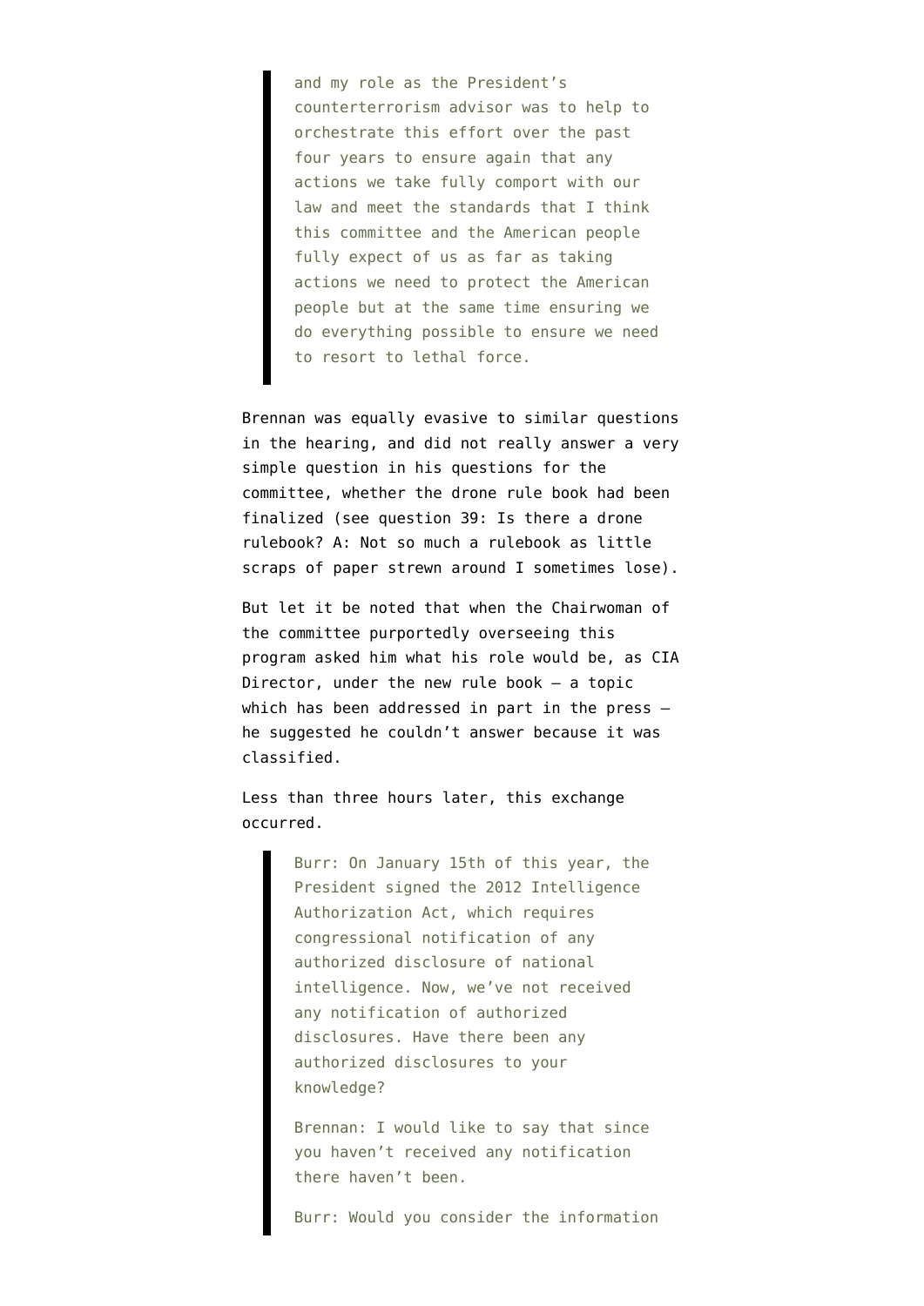> and my role as the President's counterterrorism advisor was to help to orchestrate this effort over the past four years to ensure again that any actions we take fully comport with our law and meet the standards that I think this committee and the American people fully expect of us as far as taking actions we need to protect the American people but at the same time ensuring we do everything possible to ensure we need to resort to lethal force.

Brennan was equally evasive to similar questions in the hearing, and did not really answer a very simple question in his questions for the committee, whether the drone rule book had been finalized (see question 39: Is there a drone rulebook? A: Not so much a rulebook as little scraps of paper strewn around I sometimes lose).

But let it be noted that when the Chairwoman of the committee purportedly overseeing this program asked him what his role would be, as CIA Director, under the new rule book — a topic which has been addressed in part in the press — he suggested he couldn't answer because it was classified.

Less than three hours later, this exchange occurred.

> Burr: On January 15th of this year, the President signed the 2012 Intelligence Authorization Act, which requires congressional notification of any authorized disclosure of national intelligence. Now, we've not received any notification of authorized disclosures. Have there been any authorized disclosures to your knowledge?
>
> Brennan: I would like to say that since you haven't received any notification there haven't been.
>
> Burr: Would you consider the information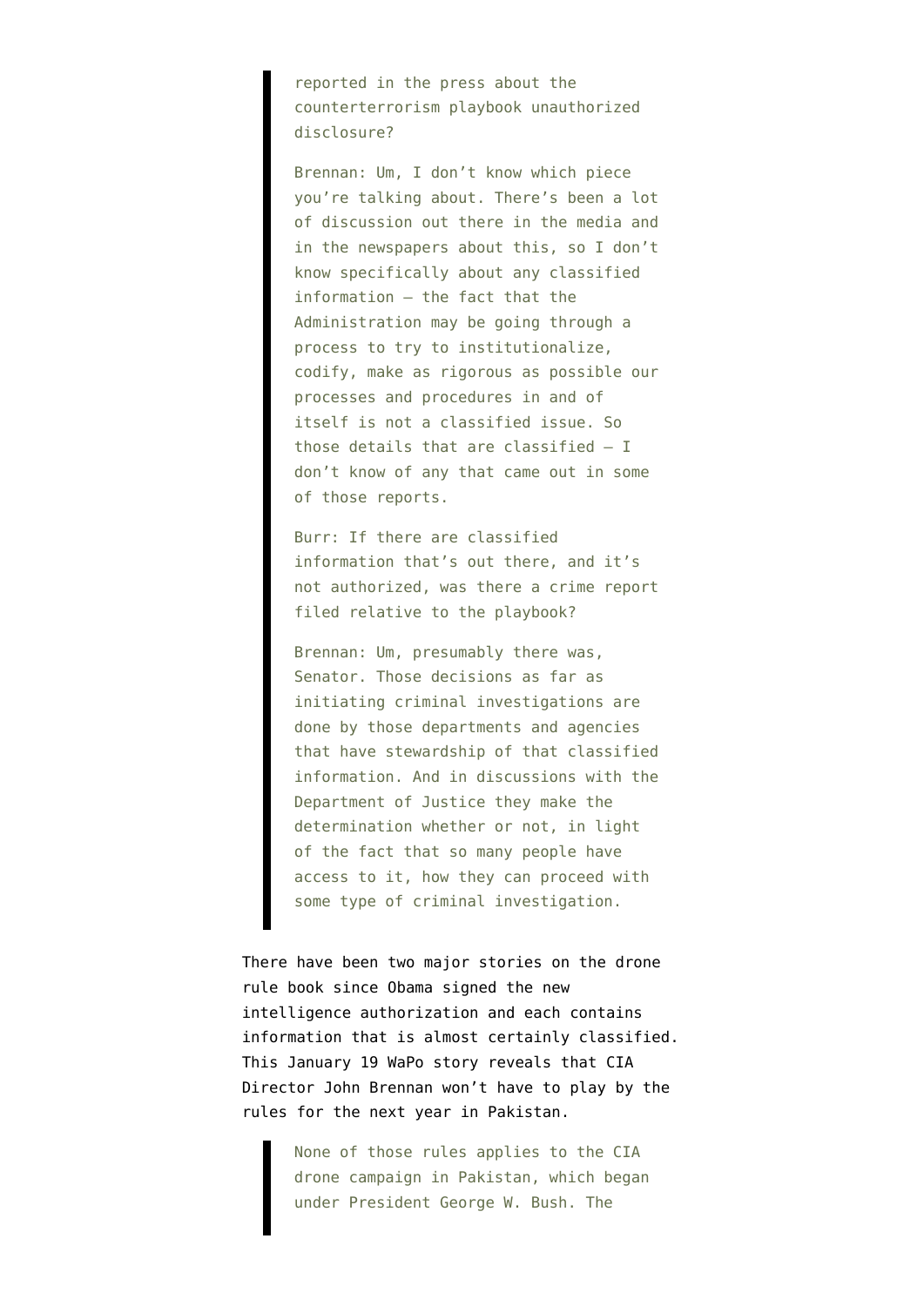> reported in the press about the counterterrorism playbook unauthorized disclosure?
>
> Brennan: Um, I don't know which piece you're talking about. There's been a lot of discussion out there in the media and in the newspapers about this, so I don't know specifically about any classified information — the fact that the Administration may be going through a process to try to institutionalize, codify, make as rigorous as possible our processes and procedures in and of itself is not a classified issue. So those details that are classified — I don't know of any that came out in some of those reports.
>
> Burr: If there are classified information that's out there, and it's not authorized, was there a crime report filed relative to the playbook?
>
> Brennan: Um, presumably there was, Senator. Those decisions as far as initiating criminal investigations are done by those departments and agencies that have stewardship of that classified information. And in discussions with the Department of Justice they make the determination whether or not, in light of the fact that so many people have access to it, how they can proceed with some type of criminal investigation.

There have been two major stories on the drone rule book since Obama signed the new intelligence authorization and each contains information that is almost certainly classified. This January 19 WaPo story reveals that CIA Director John Brennan won't have to play by the rules for the next year in Pakistan.

> None of those rules applies to the CIA drone campaign in Pakistan, which began under President George W. Bush. The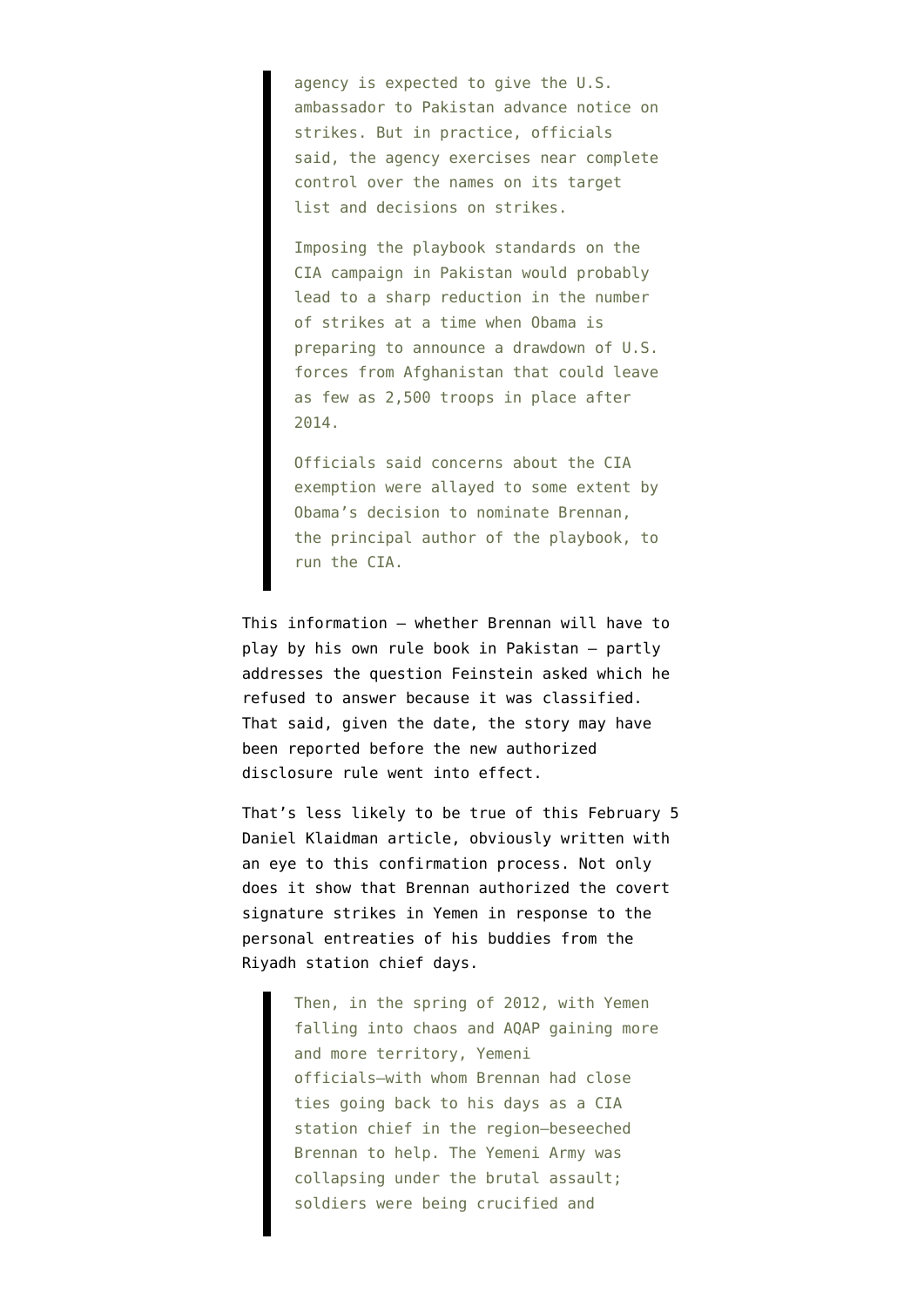> agency is expected to give the U.S. ambassador to Pakistan advance notice on strikes. But in practice, officials said, the agency exercises near complete control over the names on its target list and decisions on strikes.
>
> Imposing the playbook standards on the CIA campaign in Pakistan would probably lead to a sharp reduction in the number of strikes at a time when Obama is preparing to announce a drawdown of U.S. forces from Afghanistan that could leave as few as 2,500 troops in place after 2014.
>
> Officials said concerns about the CIA exemption were allayed to some extent by Obama's decision to nominate Brennan, the principal author of the playbook, to run the CIA.

This information — whether Brennan will have to play by his own rule book in Pakistan — partly addresses the question Feinstein asked which he refused to answer because it was classified. That said, given the date, the story may have been reported before the new authorized disclosure rule went into effect.

That's less likely to be true of this February 5 Daniel Klaidman article, obviously written with an eye to this confirmation process. Not only does it show that Brennan authorized the covert signature strikes in Yemen in response to the personal entreaties of his buddies from the Riyadh station chief days.

> Then, in the spring of 2012, with Yemen falling into chaos and AQAP gaining more and more territory, Yemeni officials—with whom Brennan had close ties going back to his days as a CIA station chief in the region—beseeched Brennan to help. The Yemeni Army was collapsing under the brutal assault; soldiers were being crucified and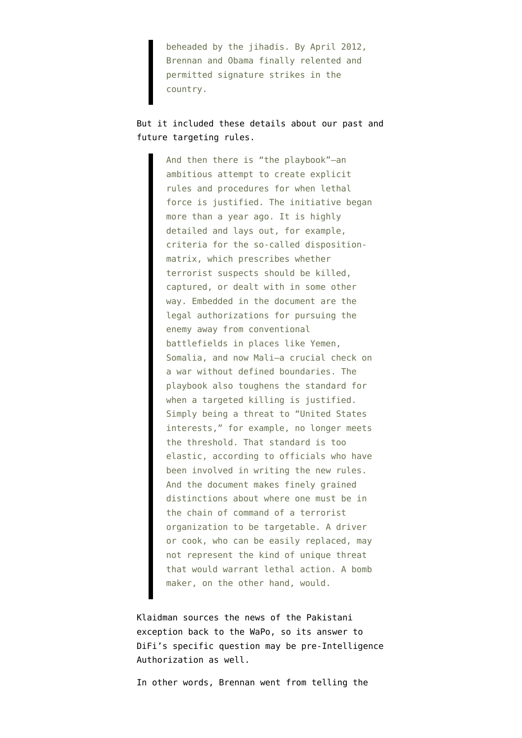> beheaded by the jihadis. By April 2012, Brennan and Obama finally relented and permitted signature strikes in the country.

But it included these details about our past and future targeting rules.

> And then there is "the playbook"—an ambitious attempt to create explicit rules and procedures for when lethal force is justified. The initiative began more than a year ago. It is highly detailed and lays out, for example, criteria for the so-called disposition-matrix, which prescribes whether terrorist suspects should be killed, captured, or dealt with in some other way. Embedded in the document are the legal authorizations for pursuing the enemy away from conventional battlefields in places like Yemen, Somalia, and now Mali—a crucial check on a war without defined boundaries. The playbook also toughens the standard for when a targeted killing is justified. Simply being a threat to "United States interests," for example, no longer meets the threshold. That standard is too elastic, according to officials who have been involved in writing the new rules. And the document makes finely grained distinctions about where one must be in the chain of command of a terrorist organization to be targetable. A driver or cook, who can be easily replaced, may not represent the kind of unique threat that would warrant lethal action. A bomb maker, on the other hand, would.

Klaidman sources the news of the Pakistani exception back to the WaPo, so its answer to DiFi's specific question may be pre-Intelligence Authorization as well.

In other words, Brennan went from telling the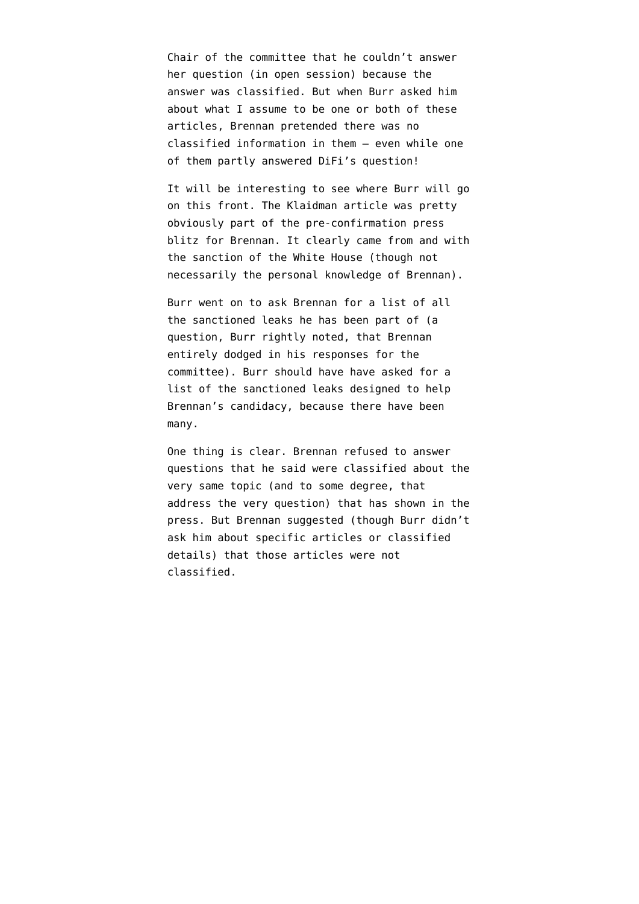Chair of the committee that he couldn't answer her question (in open session) because the answer was classified. But when Burr asked him about what I assume to be one or both of these articles, Brennan pretended there was no classified information in them — even while one of them partly answered DiFi's question!

It will be interesting to see where Burr will go on this front. The Klaidman article was pretty obviously part of the pre-confirmation press blitz for Brennan. It clearly came from and with the sanction of the White House (though not necessarily the personal knowledge of Brennan).

Burr went on to ask Brennan for a list of all the sanctioned leaks he has been part of (a question, Burr rightly noted, that Brennan entirely dodged in his responses for the committee). Burr should have have asked for a list of the sanctioned leaks designed to help Brennan's candidacy, because there have been many.

One thing is clear. Brennan refused to answer questions that he said were classified about the very same topic (and to some degree, that address the very question) that has shown in the press. But Brennan suggested (though Burr didn't ask him about specific articles or classified details) that those articles were not classified.